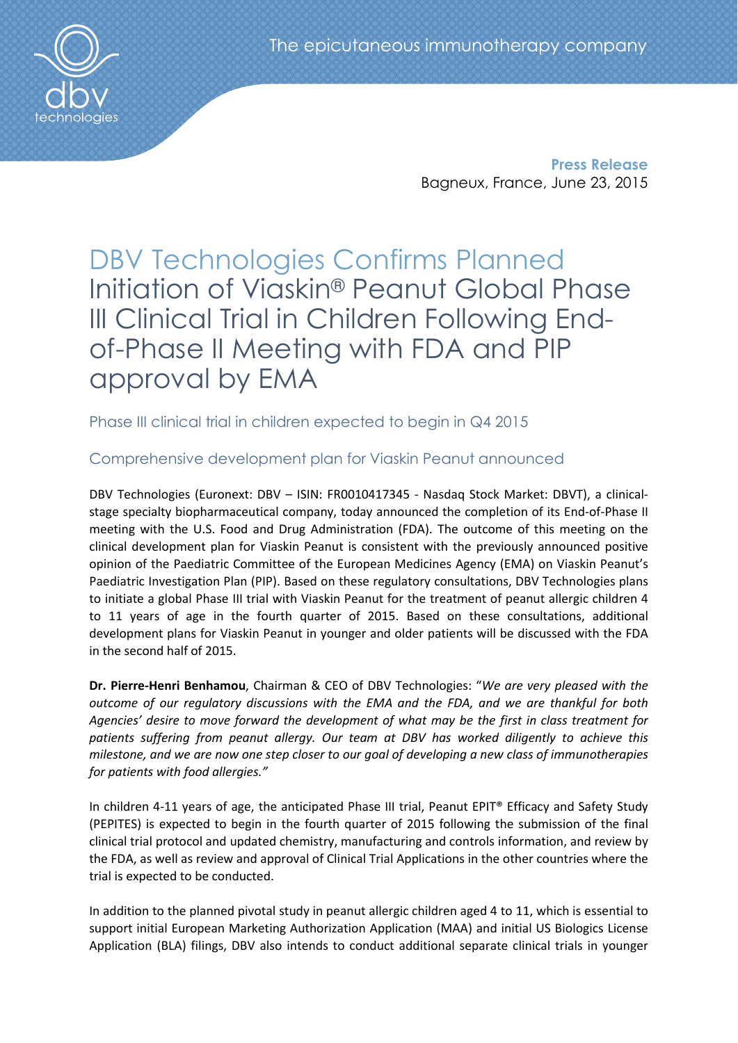The epicutaneous immunotherapy company

**Press Release**
Bagneux, France, June 23, 2015

# DBV Technologies Confirms Planned Initiation of Viaskin® Peanut Global Phase III Clinical Trial in Children Following End-of-Phase II Meeting with FDA and PIP approval by EMA

## Phase III clinical trial in children expected to begin in Q4 2015

## Comprehensive development plan for Viaskin Peanut announced

DBV Technologies (Euronext: DBV – ISIN: FR0010417345 - Nasdaq Stock Market: DBVT), a clinical-stage specialty biopharmaceutical company, today announced the completion of its End-of-Phase II meeting with the U.S. Food and Drug Administration (FDA). The outcome of this meeting on the clinical development plan for Viaskin Peanut is consistent with the previously announced positive opinion of the Paediatric Committee of the European Medicines Agency (EMA) on Viaskin Peanut's Paediatric Investigation Plan (PIP). Based on these regulatory consultations, DBV Technologies plans to initiate a global Phase III trial with Viaskin Peanut for the treatment of peanut allergic children 4 to 11 years of age in the fourth quarter of 2015. Based on these consultations, additional development plans for Viaskin Peanut in younger and older patients will be discussed with the FDA in the second half of 2015.

**Dr. Pierre-Henri Benhamou**, Chairman & CEO of DBV Technologies: "*We are very pleased with the outcome of our regulatory discussions with the EMA and the FDA, and we are thankful for both Agencies' desire to move forward the development of what may be the first in class treatment for patients suffering from peanut allergy. Our team at DBV has worked diligently to achieve this milestone, and we are now one step closer to our goal of developing a new class of immunotherapies for patients with food allergies.*"

In children 4-11 years of age, the anticipated Phase III trial, Peanut EPIT® Efficacy and Safety Study (PEPITES) is expected to begin in the fourth quarter of 2015 following the submission of the final clinical trial protocol and updated chemistry, manufacturing and controls information, and review by the FDA, as well as review and approval of Clinical Trial Applications in the other countries where the trial is expected to be conducted.

In addition to the planned pivotal study in peanut allergic children aged 4 to 11, which is essential to support initial European Marketing Authorization Application (MAA) and initial US Biologics License Application (BLA) filings, DBV also intends to conduct additional separate clinical trials in younger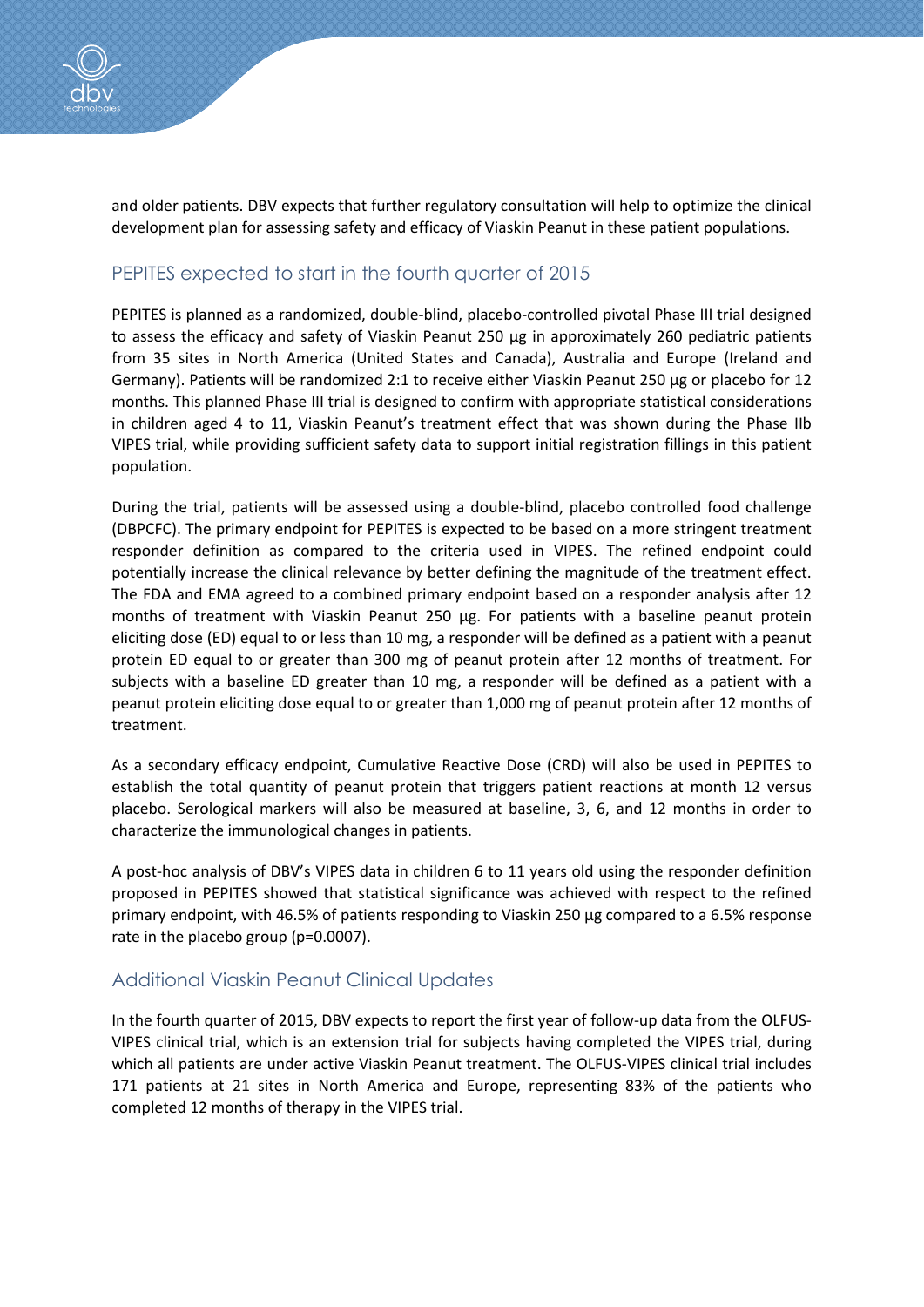and older patients. DBV expects that further regulatory consultation will help to optimize the clinical development plan for assessing safety and efficacy of Viaskin Peanut in these patient populations.

## PEPITES expected to start in the fourth quarter of 2015

PEPITES is planned as a randomized, double-blind, placebo-controlled pivotal Phase III trial designed to assess the efficacy and safety of Viaskin Peanut 250 µg in approximately 260 pediatric patients from 35 sites in North America (United States and Canada), Australia and Europe (Ireland and Germany). Patients will be randomized 2:1 to receive either Viaskin Peanut 250 µg or placebo for 12 months. This planned Phase III trial is designed to confirm with appropriate statistical considerations in children aged 4 to 11, Viaskin Peanut's treatment effect that was shown during the Phase IIb VIPES trial, while providing sufficient safety data to support initial registration fillings in this patient population.

During the trial, patients will be assessed using a double-blind, placebo controlled food challenge (DBPCFC). The primary endpoint for PEPITES is expected to be based on a more stringent treatment responder definition as compared to the criteria used in VIPES. The refined endpoint could potentially increase the clinical relevance by better defining the magnitude of the treatment effect. The FDA and EMA agreed to a combined primary endpoint based on a responder analysis after 12 months of treatment with Viaskin Peanut 250 µg. For patients with a baseline peanut protein eliciting dose (ED) equal to or less than 10 mg, a responder will be defined as a patient with a peanut protein ED equal to or greater than 300 mg of peanut protein after 12 months of treatment. For subjects with a baseline ED greater than 10 mg, a responder will be defined as a patient with a peanut protein eliciting dose equal to or greater than 1,000 mg of peanut protein after 12 months of treatment.

As a secondary efficacy endpoint, Cumulative Reactive Dose (CRD) will also be used in PEPITES to establish the total quantity of peanut protein that triggers patient reactions at month 12 versus placebo. Serological markers will also be measured at baseline, 3, 6, and 12 months in order to characterize the immunological changes in patients.

A post-hoc analysis of DBV's VIPES data in children 6 to 11 years old using the responder definition proposed in PEPITES showed that statistical significance was achieved with respect to the refined primary endpoint, with 46.5% of patients responding to Viaskin 250 µg compared to a 6.5% response rate in the placebo group ($p=0.0007$).

## Additional Viaskin Peanut Clinical Updates

In the fourth quarter of 2015, DBV expects to report the first year of follow-up data from the OLFUS-VIPES clinical trial, which is an extension trial for subjects having completed the VIPES trial, during which all patients are under active Viaskin Peanut treatment. The OLFUS-VIPES clinical trial includes 171 patients at 21 sites in North America and Europe, representing 83% of the patients who completed 12 months of therapy in the VIPES trial.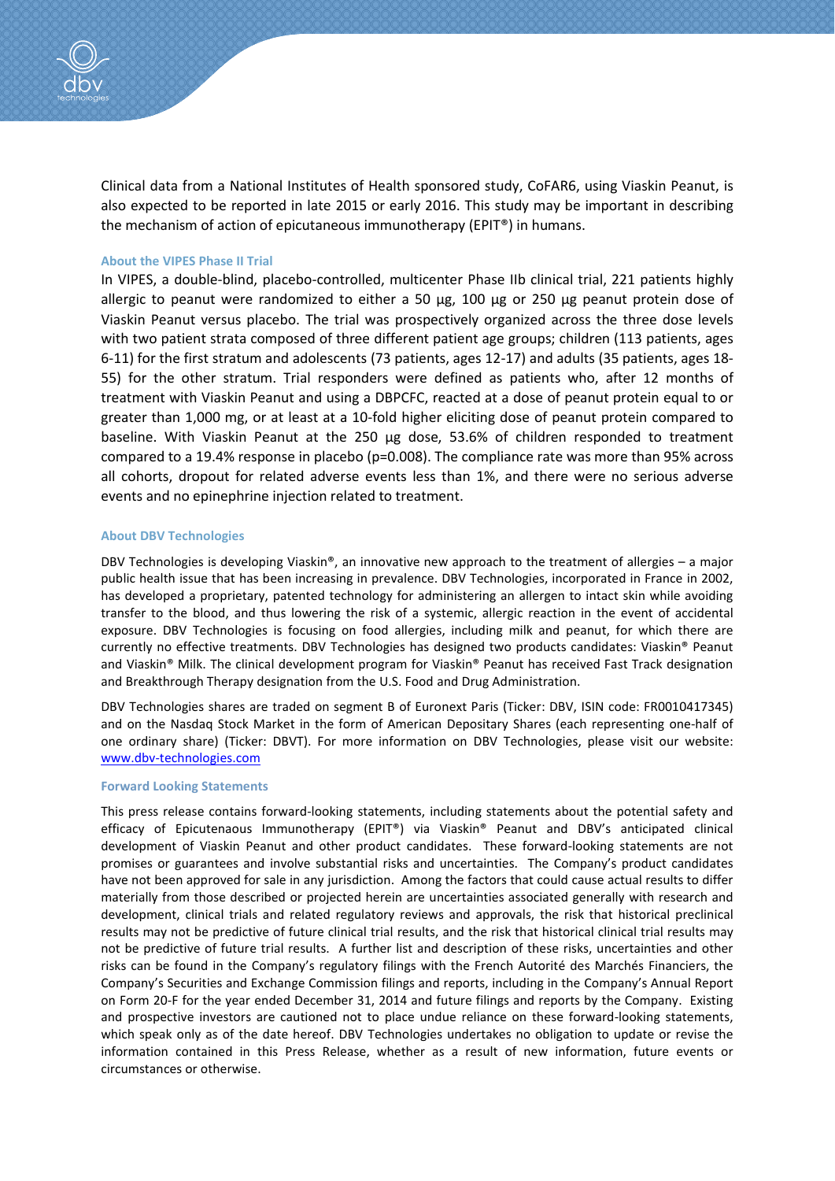Clinical data from a National Institutes of Health sponsored study, CoFAR6, using Viaskin Peanut, is also expected to be reported in late 2015 or early 2016. This study may be important in describing the mechanism of action of epicutaneous immunotherapy (EPIT®) in humans.

### About the VIPES Phase II Trial

In VIPES, a double-blind, placebo-controlled, multicenter Phase IIb clinical trial, 221 patients highly allergic to peanut were randomized to either a 50 µg, 100 µg or 250 µg peanut protein dose of Viaskin Peanut versus placebo. The trial was prospectively organized across the three dose levels with two patient strata composed of three different patient age groups; children (113 patients, ages 6-11) for the first stratum and adolescents (73 patients, ages 12-17) and adults (35 patients, ages 18-55) for the other stratum. Trial responders were defined as patients who, after 12 months of treatment with Viaskin Peanut and using a DBPCFC, reacted at a dose of peanut protein equal to or greater than 1,000 mg, or at least at a 10-fold higher eliciting dose of peanut protein compared to baseline. With Viaskin Peanut at the 250 µg dose, 53.6% of children responded to treatment compared to a 19.4% response in placebo ($p=0.008$). The compliance rate was more than 95% across all cohorts, dropout for related adverse events less than 1%, and there were no serious adverse events and no epinephrine injection related to treatment.

### About DBV Technologies

DBV Technologies is developing Viaskin®, an innovative new approach to the treatment of allergies – a major public health issue that has been increasing in prevalence. DBV Technologies, incorporated in France in 2002, has developed a proprietary, patented technology for administering an allergen to intact skin while avoiding transfer to the blood, and thus lowering the risk of a systemic, allergic reaction in the event of accidental exposure. DBV Technologies is focusing on food allergies, including milk and peanut, for which there are currently no effective treatments. DBV Technologies has designed two products candidates: Viaskin® Peanut and Viaskin® Milk. The clinical development program for Viaskin® Peanut has received Fast Track designation and Breakthrough Therapy designation from the U.S. Food and Drug Administration.

DBV Technologies shares are traded on segment B of Euronext Paris (Ticker: DBV, ISIN code: FR0010417345) and on the Nasdaq Stock Market in the form of American Depositary Shares (each representing one-half of one ordinary share) (Ticker: DBVT). For more information on DBV Technologies, please visit our website: [www.dbv-technologies.com](http://www.dbv-technologies.com)

### Forward Looking Statements

This press release contains forward-looking statements, including statements about the potential safety and efficacy of Epicutenaous Immunotherapy (EPIT®) via Viaskin® Peanut and DBV's anticipated clinical development of Viaskin Peanut and other product candidates. These forward-looking statements are not promises or guarantees and involve substantial risks and uncertainties. The Company's product candidates have not been approved for sale in any jurisdiction. Among the factors that could cause actual results to differ materially from those described or projected herein are uncertainties associated generally with research and development, clinical trials and related regulatory reviews and approvals, the risk that historical preclinical results may not be predictive of future clinical trial results, and the risk that historical clinical trial results may not be predictive of future trial results. A further list and description of these risks, uncertainties and other risks can be found in the Company's regulatory filings with the French Autorité des Marchés Financiers, the Company's Securities and Exchange Commission filings and reports, including in the Company's Annual Report on Form 20-F for the year ended December 31, 2014 and future filings and reports by the Company. Existing and prospective investors are cautioned not to place undue reliance on these forward-looking statements, which speak only as of the date hereof. DBV Technologies undertakes no obligation to update or revise the information contained in this Press Release, whether as a result of new information, future events or circumstances or otherwise.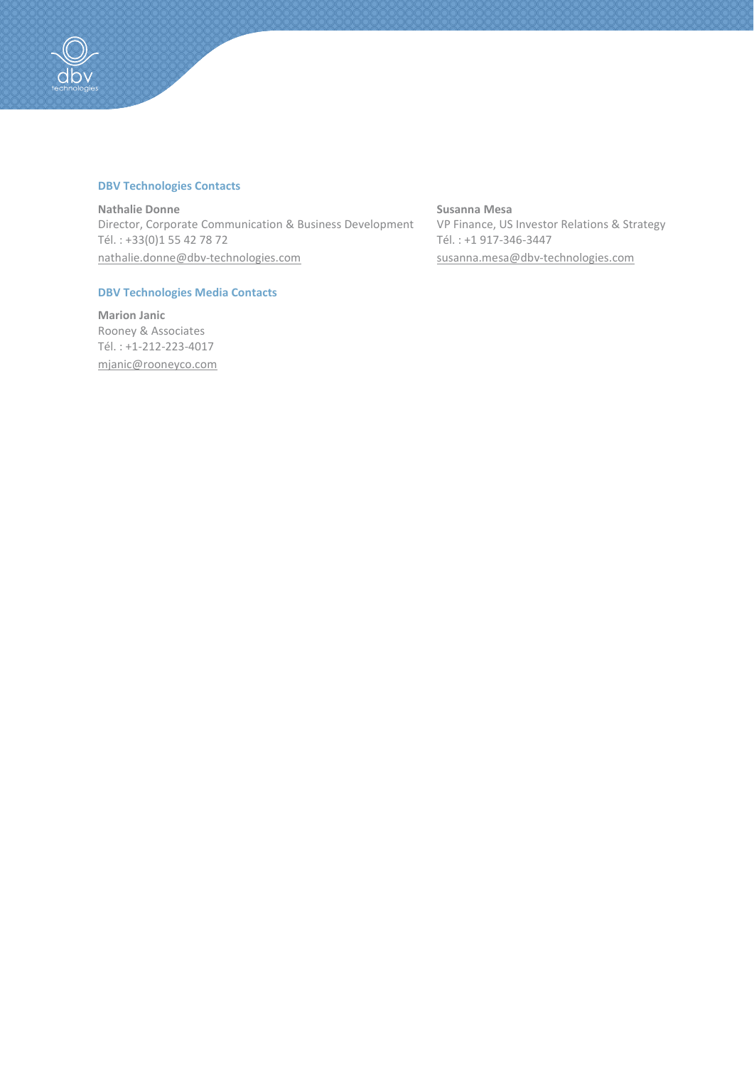### DBV Technologies Contacts

**Nathalie Donne**
Director, Corporate Communication & Business Development
Tél. : +33(0)1 55 42 78 72
nathalie.donne@dbv-technologies.com

**Susanna Mesa**
VP Finance, US Investor Relations & Strategy
Tél. : +1 917-346-3447
susanna.mesa@dbv-technologies.com

### DBV Technologies Media Contacts

**Marion Janic**
Rooney & Associates
Tél. : +1-212-223-4017
mjanic@rooneyco.com